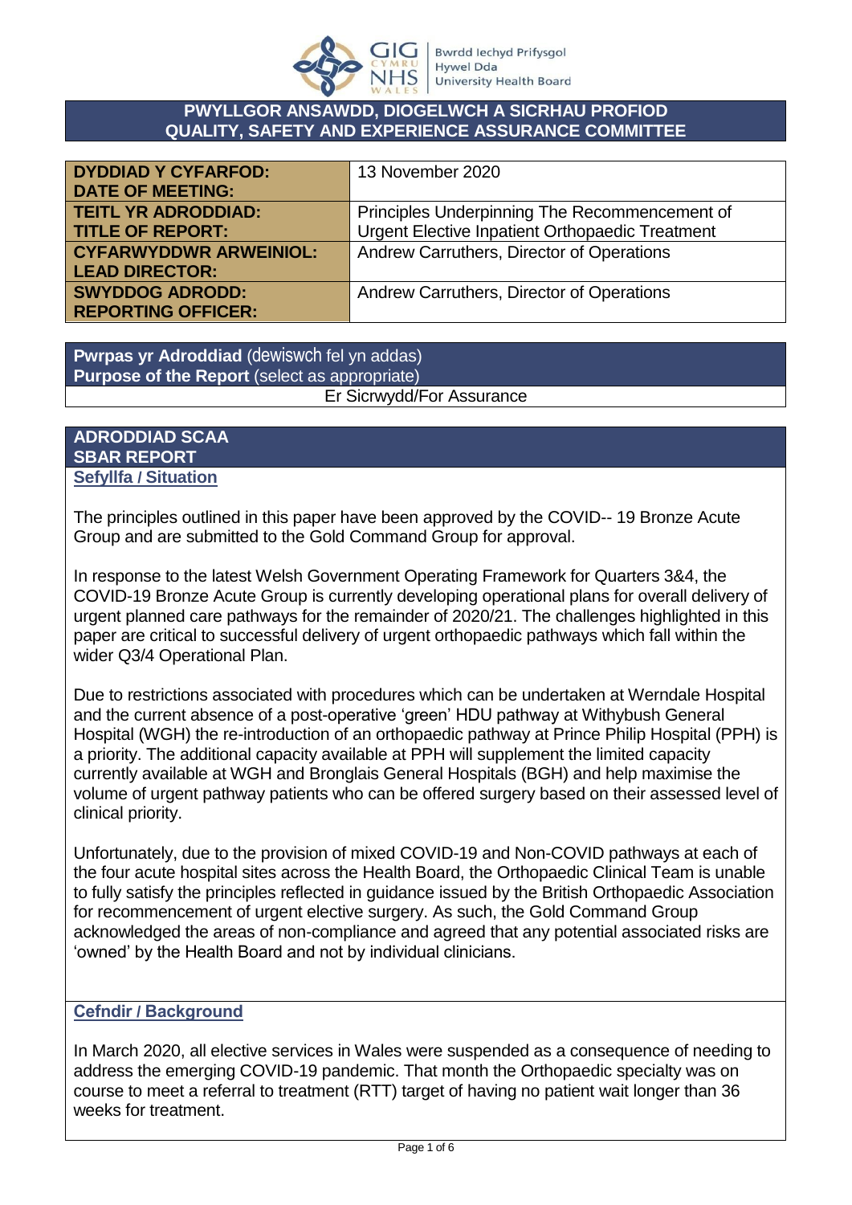# PWYLLGOR ANSAWDD, DIOGELWCH A SICRHAU PROFIOD
# QUALITY, SAFETY AND EXPERIENCE ASSURANCE COMMITTEE

| | |
|---|---|
| **DYDDIAD Y CYFARFOD: DATE OF MEETING:** | 13 November 2020 |
| **TEITL YR ADRODDIAD: TITLE OF REPORT:** | Principles Underpinning The Recommencement of Urgent Elective Inpatient Orthopaedic Treatment |
| **CYFARWYDDWR ARWEINIOL: LEAD DIRECTOR:** | Andrew Carruthers, Director of Operations |
| **SWYDDOG ADRODD: REPORTING OFFICER:** | Andrew Carruthers, Director of Operations |

**Pwrpas yr Adroddiad** (dewiswch fel yn addas)
**Purpose of the Report** (select as appropriate)

Er Sicrwydd/For Assurance

## ADRODDIAD SCAA
## SBAR REPORT

### Sefyllfa / Situation

The principles outlined in this paper have been approved by the COVID-- 19 Bronze Acute Group and are submitted to the Gold Command Group for approval.

In response to the latest Welsh Government Operating Framework for Quarters 3&4, the COVID-19 Bronze Acute Group is currently developing operational plans for overall delivery of urgent planned care pathways for the remainder of 2020/21. The challenges highlighted in this paper are critical to successful delivery of urgent orthopaedic pathways which fall within the wider Q3/4 Operational Plan.

Due to restrictions associated with procedures which can be undertaken at Werndale Hospital and the current absence of a post-operative 'green' HDU pathway at Withybush General Hospital (WGH) the re-introduction of an orthopaedic pathway at Prince Philip Hospital (PPH) is a priority. The additional capacity available at PPH will supplement the limited capacity currently available at WGH and Bronglais General Hospitals (BGH) and help maximise the volume of urgent pathway patients who can be offered surgery based on their assessed level of clinical priority.

Unfortunately, due to the provision of mixed COVID-19 and Non-COVID pathways at each of the four acute hospital sites across the Health Board, the Orthopaedic Clinical Team is unable to fully satisfy the principles reflected in guidance issued by the British Orthopaedic Association for recommencement of urgent elective surgery. As such, the Gold Command Group acknowledged the areas of non-compliance and agreed that any potential associated risks are 'owned' by the Health Board and not by individual clinicians.

### Cefndir / Background

In March 2020, all elective services in Wales were suspended as a consequence of needing to address the emerging COVID-19 pandemic. That month the Orthopaedic specialty was on course to meet a referral to treatment (RTT) target of having no patient wait longer than 36 weeks for treatment.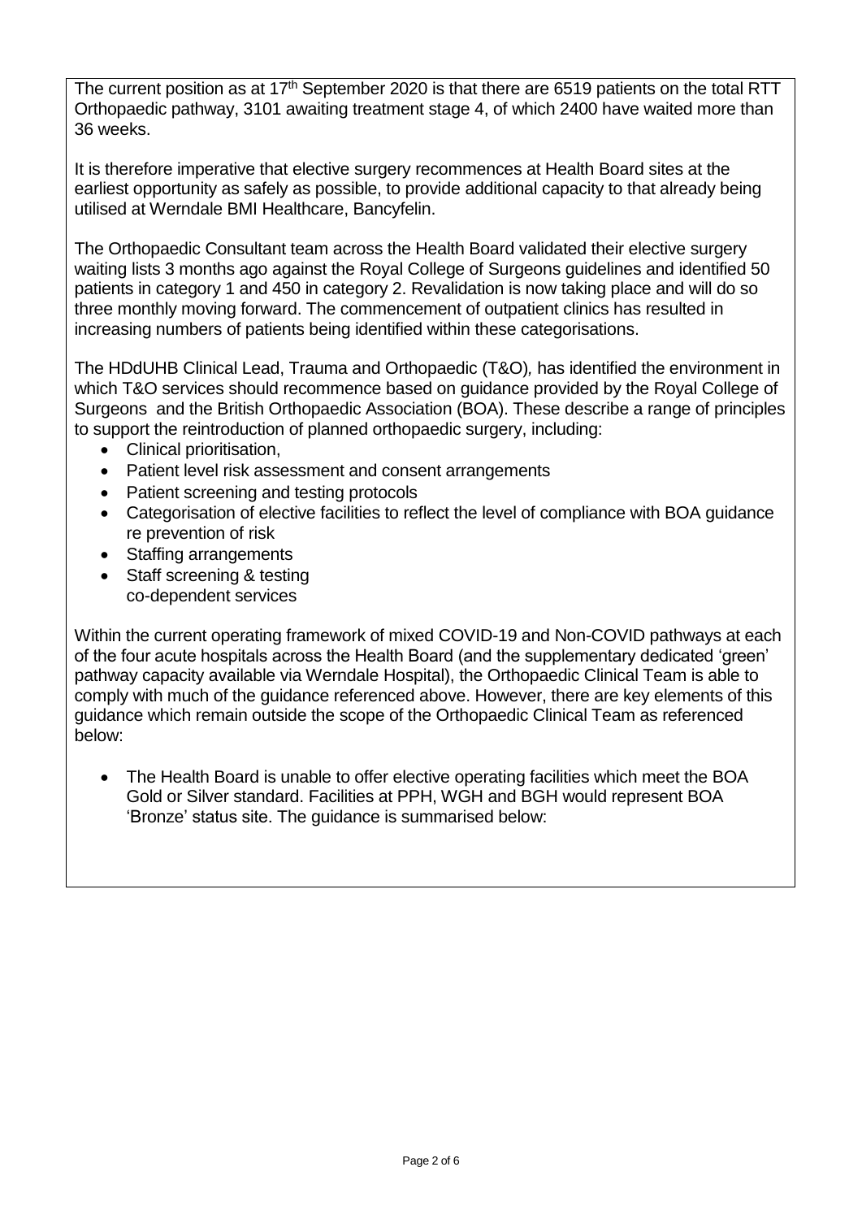The current position as at 17th September 2020 is that there are 6519 patients on the total RTT Orthopaedic pathway, 3101 awaiting treatment stage 4, of which 2400 have waited more than 36 weeks.

It is therefore imperative that elective surgery recommences at Health Board sites at the earliest opportunity as safely as possible, to provide additional capacity to that already being utilised at Werndale BMI Healthcare, Bancyfelin.

The Orthopaedic Consultant team across the Health Board validated their elective surgery waiting lists 3 months ago against the Royal College of Surgeons guidelines and identified 50 patients in category 1 and 450 in category 2. Revalidation is now taking place and will do so three monthly moving forward. The commencement of outpatient clinics has resulted in increasing numbers of patients being identified within these categorisations.

The HDdUHB Clinical Lead, Trauma and Orthopaedic (T&O)*,* has identified the environment in which T&O services should recommence based on guidance provided by the Royal College of Surgeons and the British Orthopaedic Association (BOA). These describe a range of principles to support the reintroduction of planned orthopaedic surgery, including:

- Clinical prioritisation,
- Patient level risk assessment and consent arrangements
- Patient screening and testing protocols
- Categorisation of elective facilities to reflect the level of compliance with BOA guidance re prevention of risk
- Staffing arrangements
- Staff screening & testing
  co-dependent services

Within the current operating framework of mixed COVID-19 and Non-COVID pathways at each of the four acute hospitals across the Health Board (and the supplementary dedicated 'green' pathway capacity available via Werndale Hospital), the Orthopaedic Clinical Team is able to comply with much of the guidance referenced above. However, there are key elements of this guidance which remain outside the scope of the Orthopaedic Clinical Team as referenced below:

- The Health Board is unable to offer elective operating facilities which meet the BOA Gold or Silver standard. Facilities at PPH, WGH and BGH would represent BOA 'Bronze' status site. The guidance is summarised below: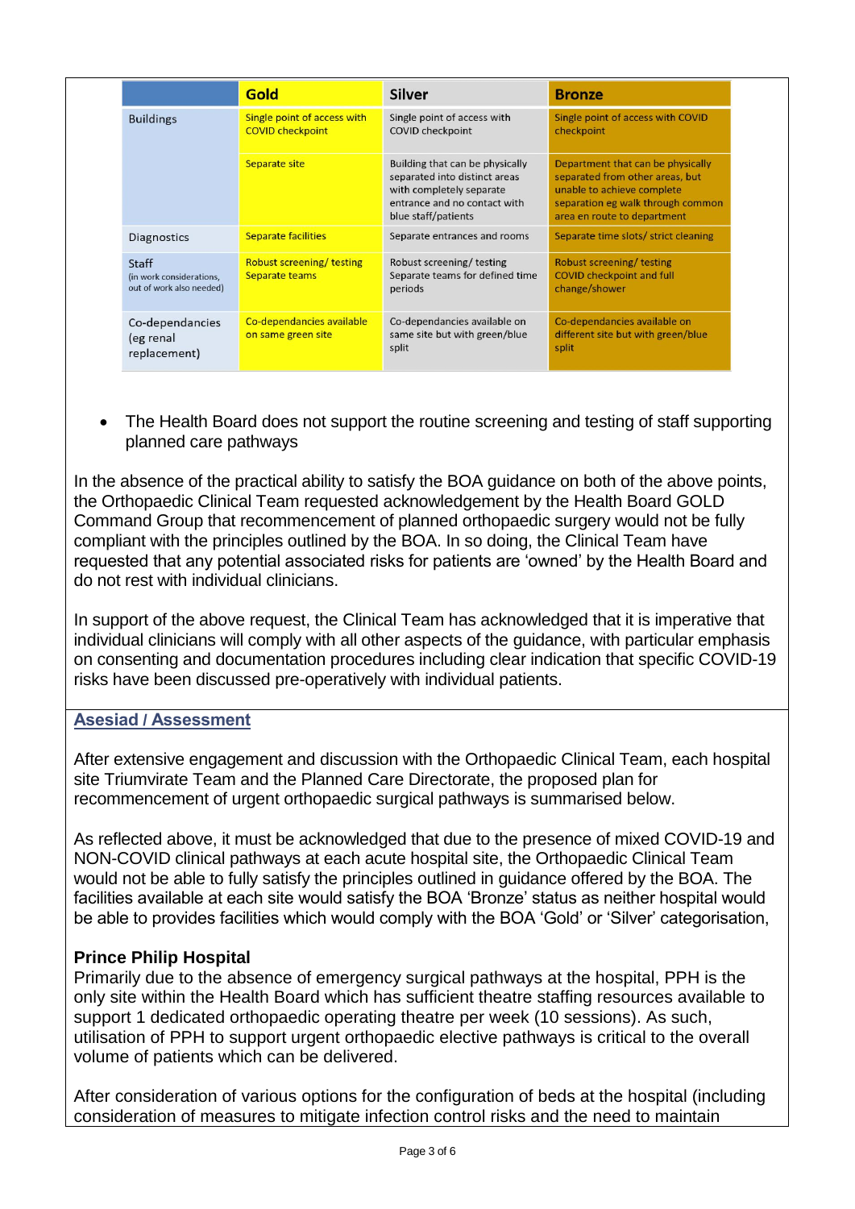| | Gold | Silver | Bronze |
|---|---|---|---|
| Buildings | Single point of access with COVID checkpoint | Single point of access with COVID checkpoint | Single point of access with COVID checkpoint |
| | Separate site | Building that can be physically separated into distinct areas with completely separate entrance and no contact with blue staff/patients | Department that can be physically separated from other areas, but unable to achieve complete separation eg walk through common area en route to department |
| Diagnostics | Separate facilities | Separate entrances and rooms | Separate time slots/ strict cleaning |
| Staff (in work considerations, out of work also needed) | Robust screening/ testing Separate teams | Robust screening/ testing Separate teams for defined time periods | Robust screening/ testing COVID checkpoint and full change/shower |
| Co-dependancies (eg renal replacement) | Co-dependancies available on same green site | Co-dependancies available on same site but with green/blue split | Co-dependancies available on different site but with green/blue split |

- The Health Board does not support the routine screening and testing of staff supporting planned care pathways

In the absence of the practical ability to satisfy the BOA guidance on both of the above points, the Orthopaedic Clinical Team requested acknowledgement by the Health Board GOLD Command Group that recommencement of planned orthopaedic surgery would not be fully compliant with the principles outlined by the BOA. In so doing, the Clinical Team have requested that any potential associated risks for patients are 'owned' by the Health Board and do not rest with individual clinicians.

In support of the above request, the Clinical Team has acknowledged that it is imperative that individual clinicians will comply with all other aspects of the guidance, with particular emphasis on consenting and documentation procedures including clear indication that specific COVID-19 risks have been discussed pre-operatively with individual patients.

## Asesiad / Assessment

After extensive engagement and discussion with the Orthopaedic Clinical Team, each hospital site Triumvirate Team and the Planned Care Directorate, the proposed plan for recommencement of urgent orthopaedic surgical pathways is summarised below.

As reflected above, it must be acknowledged that due to the presence of mixed COVID-19 and NON-COVID clinical pathways at each acute hospital site, the Orthopaedic Clinical Team would not be able to fully satisfy the principles outlined in guidance offered by the BOA. The facilities available at each site would satisfy the BOA 'Bronze' status as neither hospital would be able to provides facilities which would comply with the BOA 'Gold' or 'Silver' categorisation,

**Prince Philip Hospital**

Primarily due to the absence of emergency surgical pathways at the hospital, PPH is the only site within the Health Board which has sufficient theatre staffing resources available to support 1 dedicated orthopaedic operating theatre per week (10 sessions). As such, utilisation of PPH to support urgent orthopaedic elective pathways is critical to the overall volume of patients which can be delivered.

After consideration of various options for the configuration of beds at the hospital (including consideration of measures to mitigate infection control risks and the need to maintain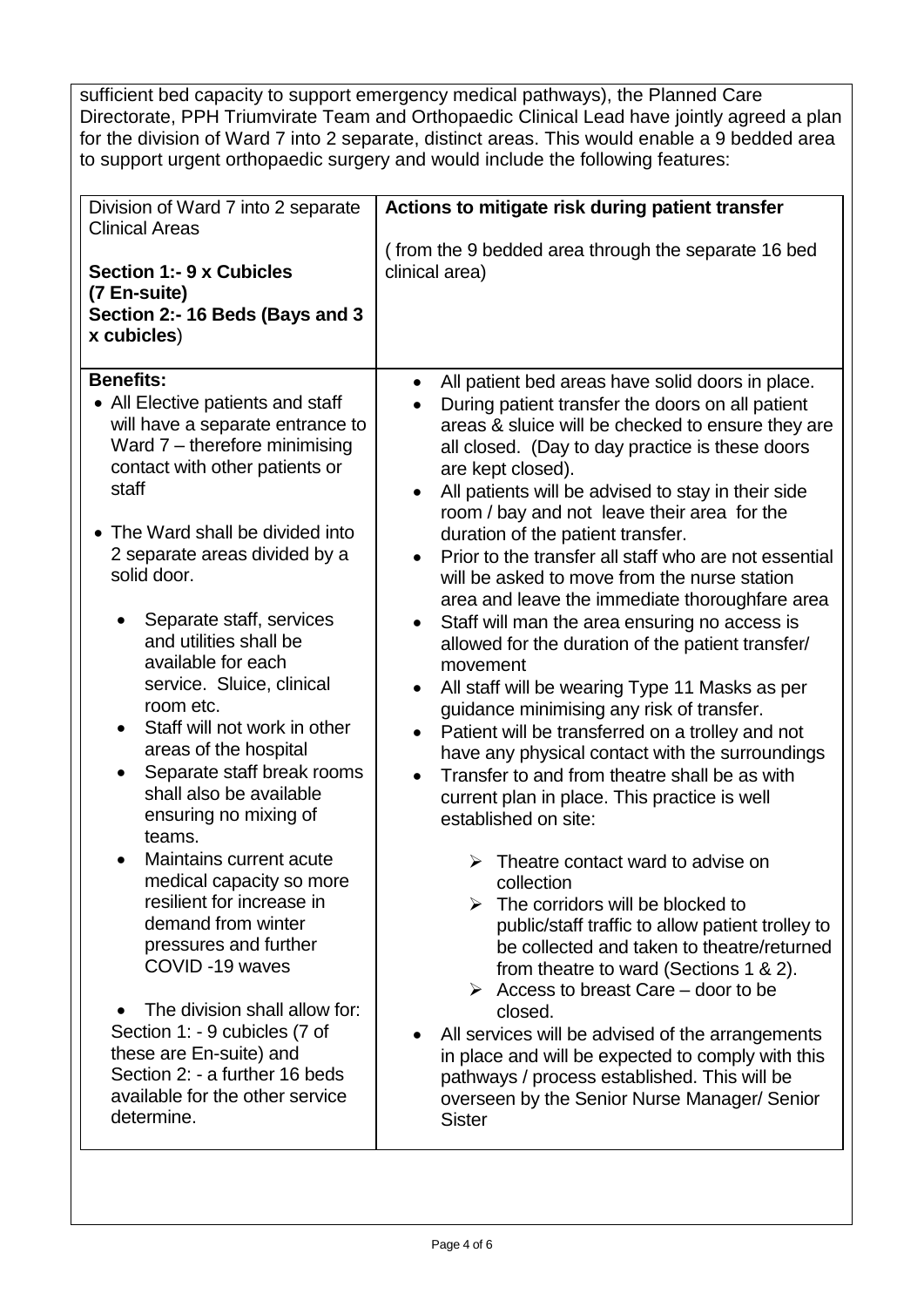sufficient bed capacity to support emergency medical pathways), the Planned Care Directorate, PPH Triumvirate Team and Orthopaedic Clinical Lead have jointly agreed a plan for the division of Ward 7 into 2 separate, distinct areas. This would enable a 9 bedded area to support urgent orthopaedic surgery and would include the following features:

| Division of Ward 7 into 2 separate Clinical Areas<br><br>**Section 1:- 9 x Cubicles (7 En-suite)**<br>**Section 2:- 16 Beds (Bays and 3 x cubicles)** | **Actions to mitigate risk during patient transfer**<br><br>( from the 9 bedded area through the separate 16 bed clinical area) |
|---|---|
| **Benefits:**<br>• All Elective patients and staff will have a separate entrance to Ward 7 – therefore minimising contact with other patients or staff<br><br>• The Ward shall be divided into 2 separate areas divided by a solid door.<br>• Separate staff, services and utilities shall be available for each service. Sluice, clinical room etc.<br>• Staff will not work in other areas of the hospital<br>• Separate staff break rooms shall also be available ensuring no mixing of teams.<br>• Maintains current acute medical capacity so more resilient for increase in demand from winter pressures and further COVID -19 waves<br><br>• The division shall allow for: Section 1: - 9 cubicles (7 of these are En-suite) and Section 2: - a further 16 beds available for the other service determine. | • All patient bed areas have solid doors in place.<br>• During patient transfer the doors on all patient areas & sluice will be checked to ensure they are all closed. (Day to day practice is these doors are kept closed).<br>• All patients will be advised to stay in their side room / bay and not leave their area for the duration of the patient transfer.<br>• Prior to the transfer all staff who are not essential will be asked to move from the nurse station area and leave the immediate thoroughfare area<br>• Staff will man the area ensuring no access is allowed for the duration of the patient transfer/ movement<br>• All staff will be wearing Type 11 Masks as per guidance minimising any risk of transfer.<br>• Patient will be transferred on a trolley and not have any physical contact with the surroundings<br>• Transfer to and from theatre shall be as with current plan in place. This practice is well established on site:<br>➢ Theatre contact ward to advise on collection<br>➢ The corridors will be blocked to public/staff traffic to allow patient trolley to be collected and taken to theatre/returned from theatre to ward (Sections 1 & 2).<br>➢ Access to breast Care – door to be closed.<br>• All services will be advised of the arrangements in place and will be expected to comply with this pathways / process established. This will be overseen by the Senior Nurse Manager/ Senior Sister |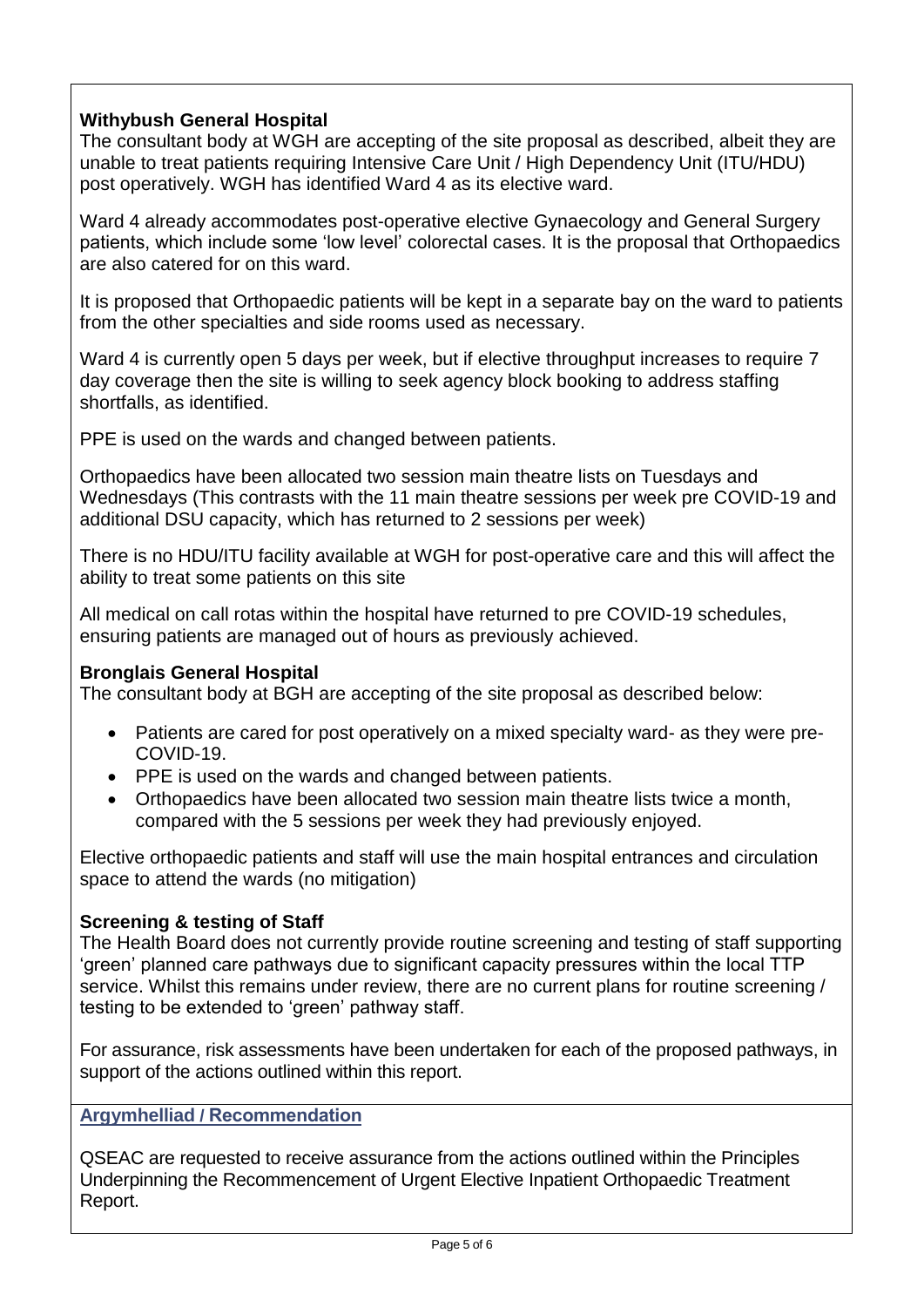**Withybush General Hospital**

The consultant body at WGH are accepting of the site proposal as described, albeit they are unable to treat patients requiring Intensive Care Unit / High Dependency Unit (ITU/HDU) post operatively. WGH has identified Ward 4 as its elective ward.

Ward 4 already accommodates post-operative elective Gynaecology and General Surgery patients, which include some 'low level' colorectal cases. It is the proposal that Orthopaedics are also catered for on this ward.

It is proposed that Orthopaedic patients will be kept in a separate bay on the ward to patients from the other specialties and side rooms used as necessary.

Ward 4 is currently open 5 days per week, but if elective throughput increases to require 7 day coverage then the site is willing to seek agency block booking to address staffing shortfalls, as identified.

PPE is used on the wards and changed between patients.

Orthopaedics have been allocated two session main theatre lists on Tuesdays and Wednesdays (This contrasts with the 11 main theatre sessions per week pre COVID-19 and additional DSU capacity, which has returned to 2 sessions per week)

There is no HDU/ITU facility available at WGH for post-operative care and this will affect the ability to treat some patients on this site

All medical on call rotas within the hospital have returned to pre COVID-19 schedules, ensuring patients are managed out of hours as previously achieved.

**Bronglais General Hospital**

The consultant body at BGH are accepting of the site proposal as described below:

- Patients are cared for post operatively on a mixed specialty ward- as they were pre-COVID-19.
- PPE is used on the wards and changed between patients.
- Orthopaedics have been allocated two session main theatre lists twice a month, compared with the 5 sessions per week they had previously enjoyed.

Elective orthopaedic patients and staff will use the main hospital entrances and circulation space to attend the wards (no mitigation)

**Screening & testing of Staff**

The Health Board does not currently provide routine screening and testing of staff supporting 'green' planned care pathways due to significant capacity pressures within the local TTP service. Whilst this remains under review, there are no current plans for routine screening / testing to be extended to 'green' pathway staff.

For assurance, risk assessments have been undertaken for each of the proposed pathways, in support of the actions outlined within this report.

**Argymhelliad / Recommendation**

QSEAC are requested to receive assurance from the actions outlined within the Principles Underpinning the Recommencement of Urgent Elective Inpatient Orthopaedic Treatment Report.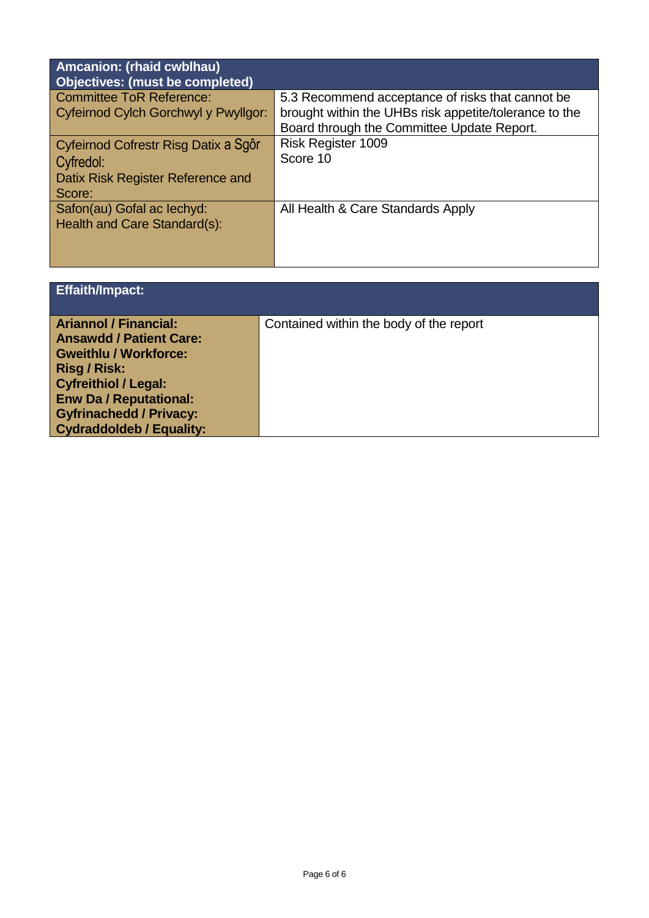| Amcanion: (rhaid cwblhau)<br>Objectives: (must be completed) | |
|---|---|
| Committee ToR Reference:<br>Cyfeirnod Cylch Gorchwyl y Pwyllgor: | 5.3 Recommend acceptance of risks that cannot be brought within the UHBs risk appetite/tolerance to the Board through the Committee Update Report. |
| Cyfeirnod Cofrestr Risg Datix a Sgôr Cyfredol:<br>Datix Risk Register Reference and Score: | Risk Register 1009<br>Score 10 |
| Safon(au) Gofal ac Iechyd:<br>Health and Care Standard(s): | All Health & Care Standards Apply |

| Effaith/Impact: | |
|---|---|
| **Ariannol / Financial:**<br>**Ansawdd / Patient Care:**<br>**Gweithlu / Workforce:**<br>**Risg / Risk:**<br>**Cyfreithiol / Legal:**<br>**Enw Da / Reputational:**<br>**Gyfrinachedd / Privacy:**<br>**Cydraddoldeb / Equality:** | Contained within the body of the report |